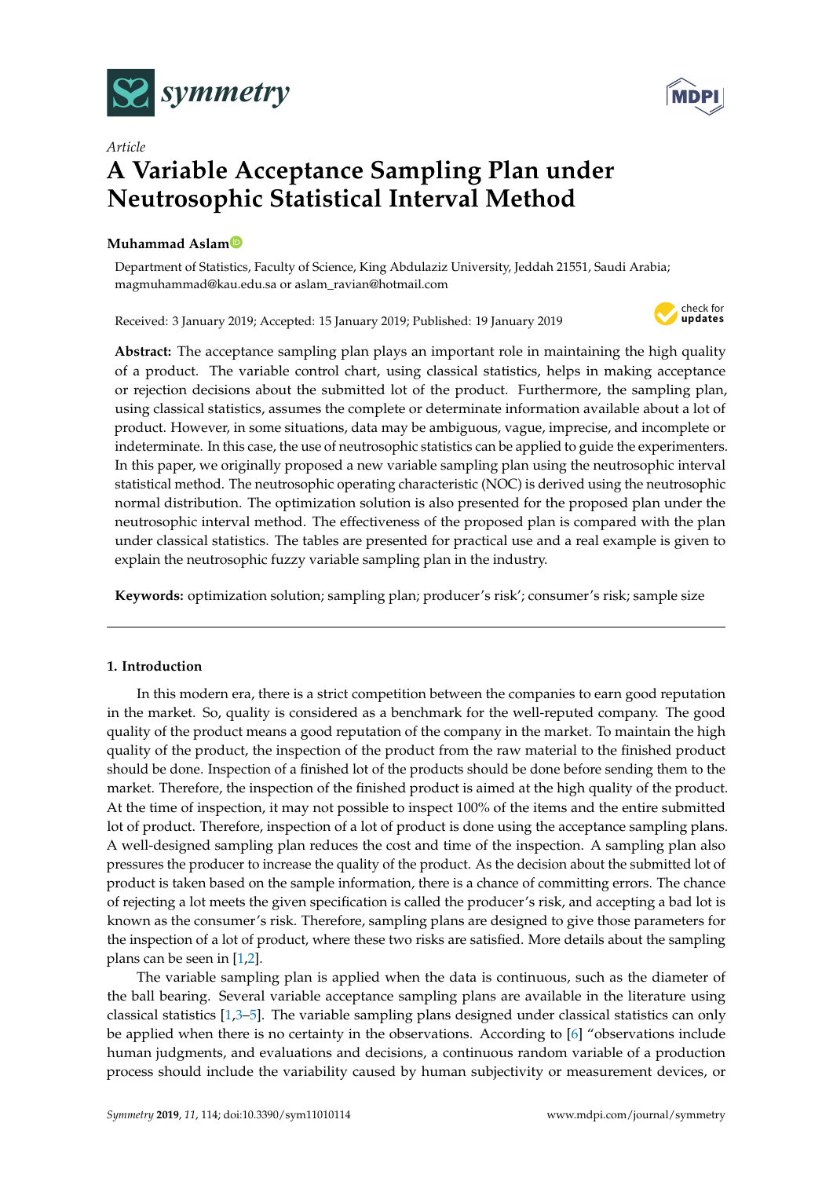Article

# A Variable Acceptance Sampling Plan under Neutrosophic Statistical Interval Method

**Muhammad Aslam**

Department of Statistics, Faculty of Science, King Abdulaziz University, Jeddah 21551, Saudi Arabia; magmuhammad@kau.edu.sa or aslam_ravian@hotmail.com

Received: 3 January 2019; Accepted: 15 January 2019; Published: 19 January 2019

**Abstract:** The acceptance sampling plan plays an important role in maintaining the high quality of a product. The variable control chart, using classical statistics, helps in making acceptance or rejection decisions about the submitted lot of the product. Furthermore, the sampling plan, using classical statistics, assumes the complete or determinate information available about a lot of product. However, in some situations, data may be ambiguous, vague, imprecise, and incomplete or indeterminate. In this case, the use of neutrosophic statistics can be applied to guide the experimenters. In this paper, we originally proposed a new variable sampling plan using the neutrosophic interval statistical method. The neutrosophic operating characteristic (NOC) is derived using the neutrosophic normal distribution. The optimization solution is also presented for the proposed plan under the neutrosophic interval method. The effectiveness of the proposed plan is compared with the plan under classical statistics. The tables are presented for practical use and a real example is given to explain the neutrosophic fuzzy variable sampling plan in the industry.

**Keywords:** optimization solution; sampling plan; producer's risk'; consumer's risk; sample size

## 1. Introduction

In this modern era, there is a strict competition between the companies to earn good reputation in the market. So, quality is considered as a benchmark for the well-reputed company. The good quality of the product means a good reputation of the company in the market. To maintain the high quality of the product, the inspection of the product from the raw material to the finished product should be done. Inspection of a finished lot of the products should be done before sending them to the market. Therefore, the inspection of the finished product is aimed at the high quality of the product. At the time of inspection, it may not possible to inspect 100% of the items and the entire submitted lot of product. Therefore, inspection of a lot of product is done using the acceptance sampling plans. A well-designed sampling plan reduces the cost and time of the inspection. A sampling plan also pressures the producer to increase the quality of the product. As the decision about the submitted lot of product is taken based on the sample information, there is a chance of committing errors. The chance of rejecting a lot meets the given specification is called the producer's risk, and accepting a bad lot is known as the consumer's risk. Therefore, sampling plans are designed to give those parameters for the inspection of a lot of product, where these two risks are satisfied. More details about the sampling plans can be seen in [1,2].

The variable sampling plan is applied when the data is continuous, such as the diameter of the ball bearing. Several variable acceptance sampling plans are available in the literature using classical statistics [1,3–5]. The variable sampling plans designed under classical statistics can only be applied when there is no certainty in the observations. According to [6] "observations include human judgments, and evaluations and decisions, a continuous random variable of a production process should include the variability caused by human subjectivity or measurement devices, or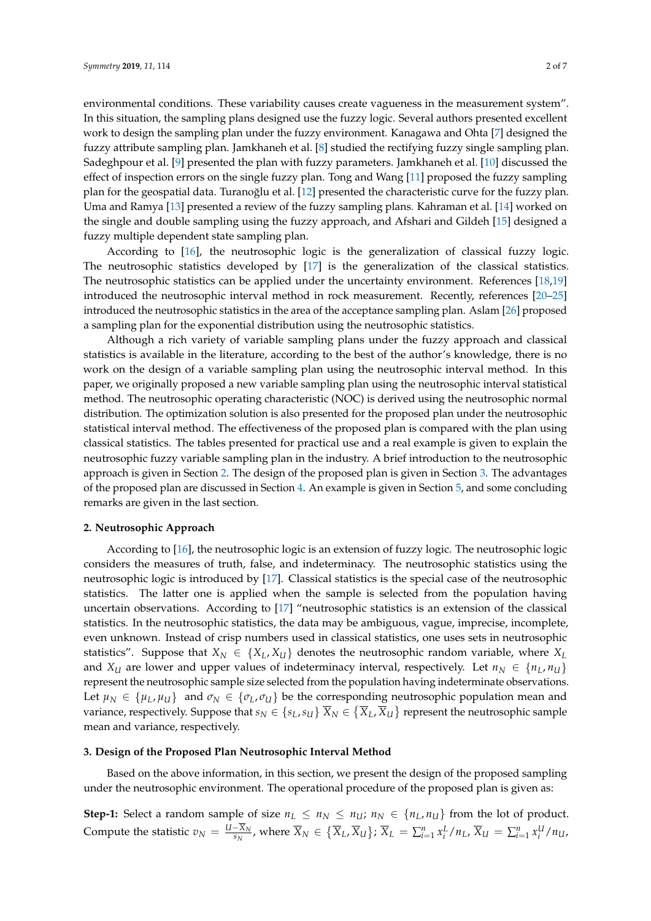environmental conditions. These variability causes create vagueness in the measurement system". In this situation, the sampling plans designed use the fuzzy logic. Several authors presented excellent work to design the sampling plan under the fuzzy environment. Kanagawa and Ohta [7] designed the fuzzy attribute sampling plan. Jamkhaneh et al. [8] studied the rectifying fuzzy single sampling plan. Sadeghpour et al. [9] presented the plan with fuzzy parameters. Jamkhaneh et al. [10] discussed the effect of inspection errors on the single fuzzy plan. Tong and Wang [11] proposed the fuzzy sampling plan for the geospatial data. Turanoğlu et al. [12] presented the characteristic curve for the fuzzy plan. Uma and Ramya [13] presented a review of the fuzzy sampling plans. Kahraman et al. [14] worked on the single and double sampling using the fuzzy approach, and Afshari and Gildeh [15] designed a fuzzy multiple dependent state sampling plan.

According to [16], the neutrosophic logic is the generalization of classical fuzzy logic. The neutrosophic statistics developed by [17] is the generalization of the classical statistics. The neutrosophic statistics can be applied under the uncertainty environment. References [18,19] introduced the neutrosophic interval method in rock measurement. Recently, references [20–25] introduced the neutrosophic statistics in the area of the acceptance sampling plan. Aslam [26] proposed a sampling plan for the exponential distribution using the neutrosophic statistics.

Although a rich variety of variable sampling plans under the fuzzy approach and classical statistics is available in the literature, according to the best of the author's knowledge, there is no work on the design of a variable sampling plan using the neutrosophic interval method. In this paper, we originally proposed a new variable sampling plan using the neutrosophic interval statistical method. The neutrosophic operating characteristic (NOC) is derived using the neutrosophic normal distribution. The optimization solution is also presented for the proposed plan under the neutrosophic statistical interval method. The effectiveness of the proposed plan is compared with the plan using classical statistics. The tables presented for practical use and a real example is given to explain the neutrosophic fuzzy variable sampling plan in the industry. A brief introduction to the neutrosophic approach is given in Section 2. The design of the proposed plan is given in Section 3. The advantages of the proposed plan are discussed in Section 4. An example is given in Section 5, and some concluding remarks are given in the last section.

## 2. Neutrosophic Approach

According to [16], the neutrosophic logic is an extension of fuzzy logic. The neutrosophic logic considers the measures of truth, false, and indeterminacy. The neutrosophic statistics using the neutrosophic logic is introduced by [17]. Classical statistics is the special case of the neutrosophic statistics. The latter one is applied when the sample is selected from the population having uncertain observations. According to [17] "neutrosophic statistics is an extension of the classical statistics. In the neutrosophic statistics, the data may be ambiguous, vague, imprecise, incomplete, even unknown. Instead of crisp numbers used in classical statistics, one uses sets in neutrosophic statistics". Suppose that $X_N \in \{X_L, X_U\}$ denotes the neutrosophic random variable, where $X_L$ and $X_U$ are lower and upper values of indeterminacy interval, respectively. Let $n_N \in \{n_L, n_U\}$ represent the neutrosophic sample size selected from the population having indeterminate observations. Let $\mu_N \in \{\mu_L, \mu_U\}$ and $\sigma_N \in \{\sigma_L, \sigma_U\}$ be the corresponding neutrosophic population mean and variance, respectively. Suppose that $s_N \in \{s_L, s_U\}$ $\overline{X}_N \in \{\overline{X}_L, \overline{X}_U\}$ represent the neutrosophic sample mean and variance, respectively.

## 3. Design of the Proposed Plan Neutrosophic Interval Method

Based on the above information, in this section, we present the design of the proposed sampling under the neutrosophic environment. The operational procedure of the proposed plan is given as:

**Step-1:** Select a random sample of size $n_L \leq n_N \leq n_U$; $n_N \in \{n_L, n_U\}$ from the lot of product. Compute the statistic $v_N = \frac{U-\overline{X}_N}{s_N}$, where $\overline{X}_N \in \{\overline{X}_L, \overline{X}_U\}$; $\overline{X}_L = \sum_{i=1}^{n} x_i^L / n_L$, $\overline{X}_U = \sum_{i=1}^{n} x_i^U / n_U$,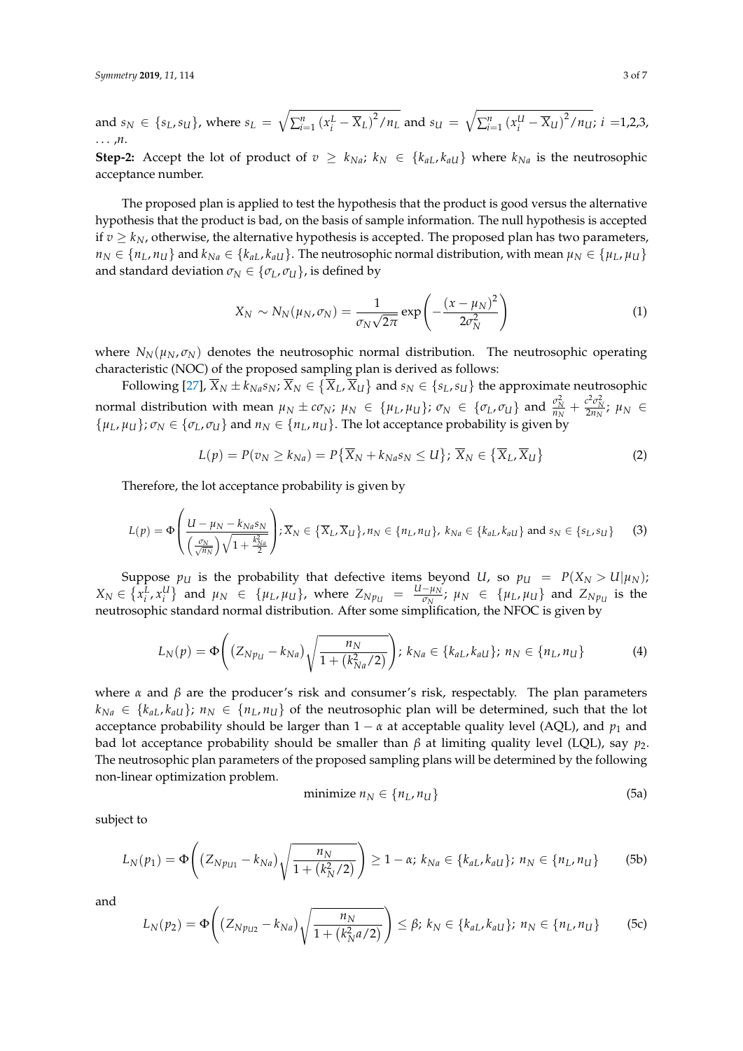and $s_N \in \{s_L, s_U\}$, where $s_L = \sqrt{\sum_{i=1}^{n} \left(x_i^L - \overline{X}_L\right)^2 / n_L}$ and $s_U = \sqrt{\sum_{i=1}^{n} \left(x_i^U - \overline{X}_U\right)^2 / n_U}$; $i$ =1,2,3, ... ,$n$.

**Step-2:** Accept the lot of product of $v \geq k_{Na}$; $k_N \in \{k_{aL}, k_{aU}\}$ where $k_{Na}$ is the neutrosophic acceptance number.

The proposed plan is applied to test the hypothesis that the product is good versus the alternative hypothesis that the product is bad, on the basis of sample information. The null hypothesis is accepted if $v \geq k_N$, otherwise, the alternative hypothesis is accepted. The proposed plan has two parameters, $n_N \in \{n_L, n_U\}$ and $k_{Na} \in \{k_{aL}, k_{aU}\}$. The neutrosophic normal distribution, with mean $\mu_N \in \{\mu_L, \mu_U\}$ and standard deviation $\sigma_N \in \{\sigma_L, \sigma_U\}$, is defined by

$$X_N \sim N_N(\mu_N, \sigma_N) = \frac{1}{\sigma_N \sqrt{2\pi}} \exp\left(-\frac{(x - \mu_N)^2}{2\sigma_N^2}\right) \tag{1}$$

where $N_N(\mu_N, \sigma_N)$ denotes the neutrosophic normal distribution. The neutrosophic operating characteristic (NOC) of the proposed sampling plan is derived as follows:

Following [27], $\overline{X}_N \pm k_{Na} s_N$; $\overline{X}_N \in \{\overline{X}_L, \overline{X}_U\}$ and $s_N \in \{s_L, s_U\}$ the approximate neutrosophic normal distribution with mean $\mu_N \pm c\sigma_N$; $\mu_N \in \{\mu_L, \mu_U\}$; $\sigma_N \in \{\sigma_L, \sigma_U\}$ and $\frac{\sigma_N^2}{n_N} + \frac{c^2 \sigma_N^2}{2n_N}$; $\mu_N \in \{\mu_L, \mu_U\}$; $\sigma_N \in \{\sigma_L, \sigma_U\}$ and $n_N \in \{n_L, n_U\}$. The lot acceptance probability is given by

$$L(p) = P(v_N \geq k_{Na}) = P\{\overline{X}_N + k_{Na} s_N \leq U\};\ \overline{X}_N \in \{\overline{X}_L, \overline{X}_U\} \tag{2}$$

Therefore, the lot acceptance probability is given by

$$L(p) = \Phi\left(\frac{U - \mu_N - k_{Na} s_N}{\left(\frac{\sigma_N}{\sqrt{n_N}}\right)\sqrt{1 + \frac{k_{Na}^2}{2}}}\right); \overline{X}_N \in \{\overline{X}_L, \overline{X}_U\}, n_N \in \{n_L, n_U\},\ k_{Na} \in \{k_{aL}, k_{aU}\} \text{ and } s_N \in \{s_L, s_U\} \tag{3}$$

Suppose $p_U$ is the probability that defective items beyond $U$, so $p_U = P(X_N > U|\mu_N)$; $X_N \in \{x_i^L, x_i^U\}$ and $\mu_N \in \{\mu_L, \mu_U\}$, where $Z_{Np_U} = \frac{U - \mu_N}{\sigma_N}$; $\mu_N \in \{\mu_L, \mu_U\}$ and $Z_{Np_U}$ is the neutrosophic standard normal distribution. After some simplification, the NFOC is given by

$$L_N(p) = \Phi\left(\left(Z_{Np_U} - k_{Na}\right)\sqrt{\frac{n_N}{1 + (k_{Na}^2/2)}}\right);\ k_{Na} \in \{k_{aL}, k_{aU}\};\ n_N \in \{n_L, n_U\} \tag{4}$$

where $\alpha$ and $\beta$ are the producer's risk and consumer's risk, respectably. The plan parameters $k_{Na} \in \{k_{aL}, k_{aU}\}$; $n_N \in \{n_L, n_U\}$ of the neutrosophic plan will be determined, such that the lot acceptance probability should be larger than $1 - \alpha$ at acceptable quality level (AQL), and $p_1$ and bad lot acceptance probability should be smaller than $\beta$ at limiting quality level (LQL), say $p_2$. The neutrosophic plan parameters of the proposed sampling plans will be determined by the following non-linear optimization problem.

$$\text{minimize } n_N \in \{n_L, n_U\} \tag{5a}$$

subject to

$$L_N(p_1) = \Phi\left(\left(Z_{Np_{U1}} - k_{Na}\right)\sqrt{\frac{n_N}{1 + \left(k_N^2/2\right)}}\right) \geq 1 - \alpha;\ k_{Na} \in \{k_{aL}, k_{aU}\};\ n_N \in \{n_L, n_U\} \tag{5b}$$

and

$$L_N(p_2) = \Phi\left(\left(Z_{Np_{U2}} - k_{Na}\right)\sqrt{\frac{n_N}{1 + \left(k_N^2 a/2\right)}}\right) \leq \beta;\ k_N \in \{k_{aL}, k_{aU}\};\ n_N \in \{n_L, n_U\} \tag{5c}$$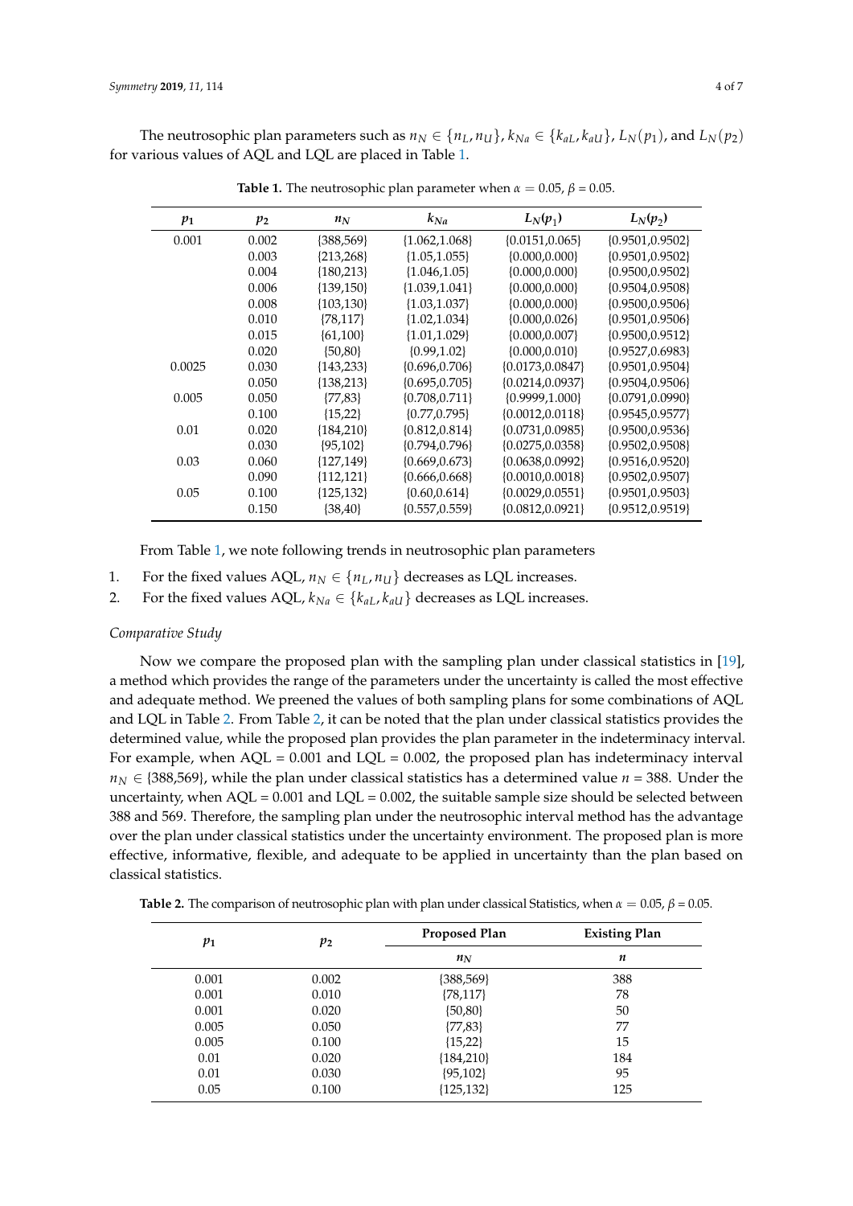The neutrosophic plan parameters such as $n_N \in \{n_L, n_U\}$, $k_{Na} \in \{k_{aL}, k_{aU}\}$, $L_N(p_1)$, and $L_N(p_2)$ for various values of AQL and LQL are placed in Table 1.

**Table 1.** The neutrosophic plan parameter when $\alpha = 0.05$, $\beta = 0.05$.

| $p_1$ | $p_2$ | $n_N$ | $k_{Na}$ | $L_N(p_1)$ | $L_N(p_2)$ |
|---|---|---|---|---|---|
| 0.001 | 0.002 | {388,569} | {1.062,1.068} | {0.0151,0.065} | {0.9501,0.9502} |
| | 0.003 | {213,268} | {1.05,1.055} | {0.000,0.000} | {0.9501,0.9502} |
| | 0.004 | {180,213} | {1.046,1.05} | {0.000,0.000} | {0.9500,0.9502} |
| | 0.006 | {139,150} | {1.039,1.041} | {0.000,0.000} | {0.9504,0.9508} |
| | 0.008 | {103,130} | {1.03,1.037} | {0.000,0.000} | {0.9500,0.9506} |
| | 0.010 | {78,117} | {1.02,1.034} | {0.000,0.026} | {0.9501,0.9506} |
| | 0.015 | {61,100} | {1.01,1.029} | {0.000,0.007} | {0.9500,0.9512} |
| | 0.020 | {50,80} | {0.99,1.02} | {0.000,0.010} | {0.9527,0.6983} |
| 0.0025 | 0.030 | {143,233} | {0.696,0.706} | {0.0173,0.0847} | {0.9501,0.9504} |
| | 0.050 | {138,213} | {0.695,0.705} | {0.0214,0.0937} | {0.9504,0.9506} |
| 0.005 | 0.050 | {77,83} | {0.708,0.711} | {0.9999,1.000} | {0.0791,0.0990} |
| | 0.100 | {15,22} | {0.77,0.795} | {0.0012,0.0118} | {0.9545,0.9577} |
| 0.01 | 0.020 | {184,210} | {0.812,0.814} | {0.0731,0.0985} | {0.9500,0.9536} |
| | 0.030 | {95,102} | {0.794,0.796} | {0.0275,0.0358} | {0.9502,0.9508} |
| 0.03 | 0.060 | {127,149} | {0.669,0.673} | {0.0638,0.0992} | {0.9516,0.9520} |
| | 0.090 | {112,121} | {0.666,0.668} | {0.0010,0.0018} | {0.9502,0.9507} |
| 0.05 | 0.100 | {125,132} | {0.60,0.614} | {0.0029,0.0551} | {0.9501,0.9503} |
| | 0.150 | {38,40} | {0.557,0.559} | {0.0812,0.0921} | {0.9512,0.9519} |

From Table 1, we note following trends in neutrosophic plan parameters

1. For the fixed values AQL, $n_N \in \{n_L, n_U\}$ decreases as LQL increases.
2. For the fixed values AQL, $k_{Na} \in \{k_{aL}, k_{aU}\}$ decreases as LQL increases.

*Comparative Study*

Now we compare the proposed plan with the sampling plan under classical statistics in [19], a method which provides the range of the parameters under the uncertainty is called the most effective and adequate method. We preened the values of both sampling plans for some combinations of AQL and LQL in Table 2. From Table 2, it can be noted that the plan under classical statistics provides the determined value, while the proposed plan provides the plan parameter in the indeterminacy interval. For example, when AQL = 0.001 and LQL = 0.002, the proposed plan has indeterminacy interval $n_N \in$ {388,569}, while the plan under classical statistics has a determined value $n$ = 388. Under the uncertainty, when AQL = 0.001 and LQL = 0.002, the suitable sample size should be selected between 388 and 569. Therefore, the sampling plan under the neutrosophic interval method has the advantage over the plan under classical statistics under the uncertainty environment. The proposed plan is more effective, informative, flexible, and adequate to be applied in uncertainty than the plan based on classical statistics.

**Table 2.** The comparison of neutrosophic plan with plan under classical Statistics, when $\alpha = 0.05$, $\beta = 0.05$.

| $p_1$ | $p_2$ | Proposed Plan | Existing Plan |
|---|---|---|---|
| | | $n_N$ | $n$ |
| 0.001 | 0.002 | {388,569} | 388 |
| 0.001 | 0.010 | {78,117} | 78 |
| 0.001 | 0.020 | {50,80} | 50 |
| 0.005 | 0.050 | {77,83} | 77 |
| 0.005 | 0.100 | {15,22} | 15 |
| 0.01 | 0.020 | {184,210} | 184 |
| 0.01 | 0.030 | {95,102} | 95 |
| 0.05 | 0.100 | {125,132} | 125 |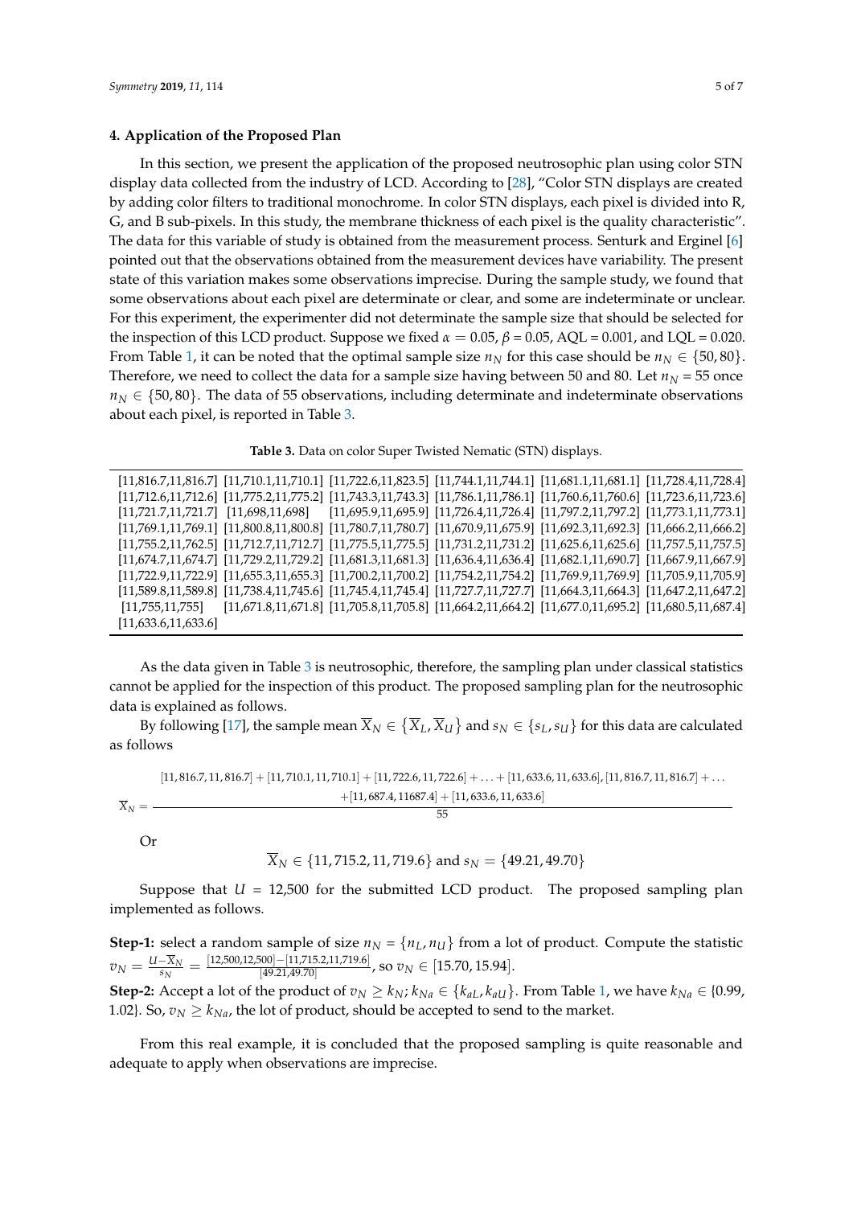## 4. Application of the Proposed Plan

In this section, we present the application of the proposed neutrosophic plan using color STN display data collected from the industry of LCD. According to [28], "Color STN displays are created by adding color filters to traditional monochrome. In color STN displays, each pixel is divided into R, G, and B sub-pixels. In this study, the membrane thickness of each pixel is the quality characteristic". The data for this variable of study is obtained from the measurement process. Senturk and Erginel [6] pointed out that the observations obtained from the measurement devices have variability. The present state of this variation makes some observations imprecise. During the sample study, we found that some observations about each pixel are determinate or clear, and some are indeterminate or unclear. For this experiment, the experimenter did not determinate the sample size that should be selected for the inspection of this LCD product. Suppose we fixed $\alpha = 0.05$, $\beta = 0.05$, AQL = 0.001, and LQL = 0.020. From Table 1, it can be noted that the optimal sample size $n_N$ for this case should be $n_N \in \{50, 80\}$. Therefore, we need to collect the data for a sample size having between 50 and 80. Let $n_N = 55$ once $n_N \in \{50, 80\}$. The data of 55 observations, including determinate and indeterminate observations about each pixel, is reported in Table 3.

**Table 3.** Data on color Super Twisted Nematic (STN) displays.

| | | | | | |
|---|---|---|---|---|---|
| [11,816.7,11,816.7] | [11,710.1,11,710.1] | [11,722.6,11,823.5] | [11,744.1,11,744.1] | [11,681.1,11,681.1] | [11,728.4,11,728.4] |
| [11,712.6,11,712.6] | [11,775.2,11,775.2] | [11,743.3,11,743.3] | [11,786.1,11,786.1] | [11,760.6,11,760.6] | [11,723.6,11,723.6] |
| [11,721.7,11,721.7] | [11,698,11,698] | [11,695.9,11,695.9] | [11,726.4,11,726.4] | [11,797.2,11,797.2] | [11,773.1,11,773.1] |
| [11,769.1,11,769.1] | [11,800.8,11,800.8] | [11,780.7,11,780.7] | [11,670.9,11,675.9] | [11,692.3,11,692.3] | [11,666.2,11,666.2] |
| [11,755.2,11,762.5] | [11,712.7,11,712.7] | [11,775.5,11,775.5] | [11,731.2,11,731.2] | [11,625.6,11,625.6] | [11,757.5,11,757.5] |
| [11,674.7,11,674.7] | [11,729.2,11,729.2] | [11,681.3,11,681.3] | [11,636.4,11,636.4] | [11,682.1,11,690.7] | [11,667.9,11,667.9] |
| [11,722.9,11,722.9] | [11,655.3,11,655.3] | [11,700.2,11,700.2] | [11,754.2,11,754.2] | [11,769.9,11,769.9] | [11,705.9,11,705.9] |
| [11,589.8,11,589.8] | [11,738.4,11,745.6] | [11,745.4,11,745.4] | [11,727.7,11,727.7] | [11,664.3,11,664.3] | [11,647.2,11,647.2] |
| [11,755,11,755] | [11,671.8,11,671.8] | [11,705.8,11,705.8] | [11,664.2,11,664.2] | [11,677.0,11,695.2] | [11,680.5,11,687.4] |
| [11,633.6,11,633.6] | | | | | |

As the data given in Table 3 is neutrosophic, therefore, the sampling plan under classical statistics cannot be applied for the inspection of this product. The proposed sampling plan for the neutrosophic data is explained as follows.

By following [17], the sample mean $\overline{X}_N \in \{\overline{X}_L, \overline{X}_U\}$ and $s_N \in \{s_L, s_U\}$ for this data are calculated as follows

$$\overline{X}_N = \frac{[11,816.7,11,816.7] + [11,710.1,11,710.1] + [11,722.6,11,722.6] + \ldots + [11,633.6,11,633.6], [11,816.7,11,816.7] + \ldots + [11,687.4,11687.4] + [11,633.6,11,633.6]}{55}$$

Or

$$\overline{X}_N \in \{11,715.2, 11,719.6\} \text{ and } s_N = \{49.21, 49.70\}$$

Suppose that $U$ = 12,500 for the submitted LCD product. The proposed sampling plan implemented as follows.

**Step-1:** select a random sample of size $n_N = \{n_L, n_U\}$ from a lot of product. Compute the statistic $v_N = \frac{U - \overline{X}_N}{s_N} = \frac{[12{,}500, 12{,}500] - [11{,}715.2, 11{,}719.6]}{[49.21, 49.70]}$, so $v_N \in [15.70, 15.94]$.

**Step-2:** Accept a lot of the product of $v_N \geq k_N$; $k_{Na} \in \{k_{aL}, k_{aU}\}$. From Table 1, we have $k_{Na} \in$ {0.99, 1.02}. So, $v_N \geq k_{Na}$, the lot of product, should be accepted to send to the market.

From this real example, it is concluded that the proposed sampling is quite reasonable and adequate to apply when observations are imprecise.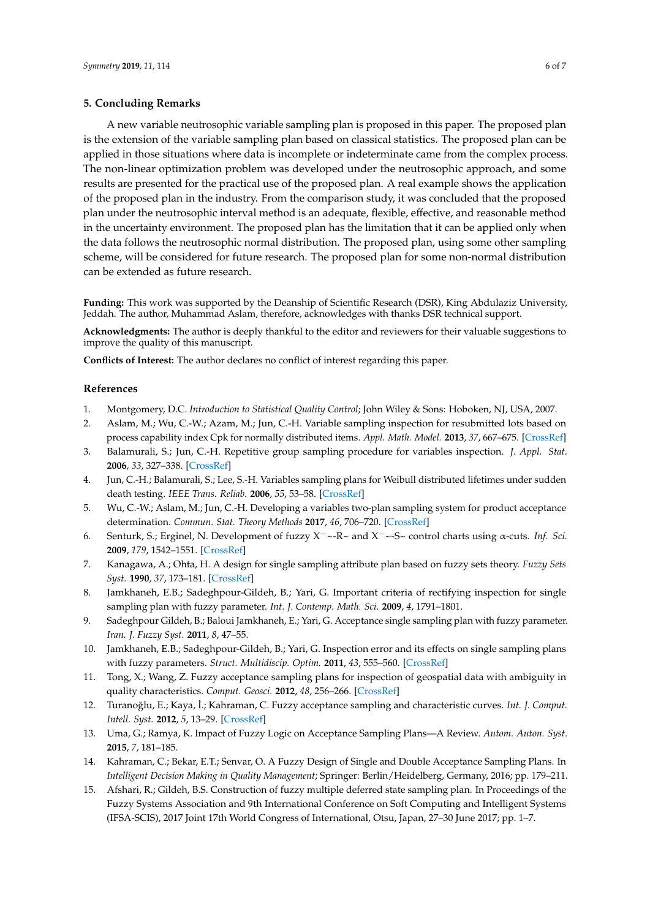## 5. Concluding Remarks

A new variable neutrosophic variable sampling plan is proposed in this paper. The proposed plan is the extension of the variable sampling plan based on classical statistics. The proposed plan can be applied in those situations where data is incomplete or indeterminate came from the complex process. The non-linear optimization problem was developed under the neutrosophic approach, and some results are presented for the practical use of the proposed plan. A real example shows the application of the proposed plan in the industry. From the comparison study, it was concluded that the proposed plan under the neutrosophic interval method is an adequate, flexible, effective, and reasonable method in the uncertainty environment. The proposed plan has the limitation that it can be applied only when the data follows the neutrosophic normal distribution. The proposed plan, using some other sampling scheme, will be considered for future research. The proposed plan for some non-normal distribution can be extended as future research.

**Funding:** This work was supported by the Deanship of Scientific Research (DSR), King Abdulaziz University, Jeddah. The author, Muhammad Aslam, therefore, acknowledges with thanks DSR technical support.

**Acknowledgments:** The author is deeply thankful to the editor and reviewers for their valuable suggestions to improve the quality of this manuscript.

**Conflicts of Interest:** The author declares no conflict of interest regarding this paper.

## References

1. Montgomery, D.C. *Introduction to Statistical Quality Control*; John Wiley & Sons: Hoboken, NJ, USA, 2007.
2. Aslam, M.; Wu, C.-W.; Azam, M.; Jun, C.-H. Variable sampling inspection for resubmitted lots based on process capability index Cpk for normally distributed items. *Appl. Math. Model.* **2013**, *37*, 667–675. [CrossRef]
3. Balamurali, S.; Jun, C.-H. Repetitive group sampling procedure for variables inspection. *J. Appl. Stat.* **2006**, *33*, 327–338. [CrossRef]
4. Jun, C.-H.; Balamurali, S.; Lee, S.-H. Variables sampling plans for Weibull distributed lifetimes under sudden death testing. *IEEE Trans. Reliab.* **2006**, *55*, 53–58. [CrossRef]
5. Wu, C.-W.; Aslam, M.; Jun, C.-H. Developing a variables two-plan sampling system for product acceptance determination. *Commun. Stat. Theory Methods* **2017**, *46*, 706–720. [CrossRef]
6. Senturk, S.; Erginel, N. Development of fuzzy X¯~-R~ and X¯~-S~ control charts using α-cuts. *Inf. Sci.* **2009**, *179*, 1542–1551. [CrossRef]
7. Kanagawa, A.; Ohta, H. A design for single sampling attribute plan based on fuzzy sets theory. *Fuzzy Sets Syst.* **1990**, *37*, 173–181. [CrossRef]
8. Jamkhaneh, E.B.; Sadeghpour-Gildeh, B.; Yari, G. Important criteria of rectifying inspection for single sampling plan with fuzzy parameter. *Int. J. Contemp. Math. Sci.* **2009**, *4*, 1791–1801.
9. Sadeghpour Gildeh, B.; Baloui Jamkhaneh, E.; Yari, G. Acceptance single sampling plan with fuzzy parameter. *Iran. J. Fuzzy Syst.* **2011**, *8*, 47–55.
10. Jamkhaneh, E.B.; Sadeghpour-Gildeh, B.; Yari, G. Inspection error and its effects on single sampling plans with fuzzy parameters. *Struct. Multidiscip. Optim.* **2011**, *43*, 555–560. [CrossRef]
11. Tong, X.; Wang, Z. Fuzzy acceptance sampling plans for inspection of geospatial data with ambiguity in quality characteristics. *Comput. Geosci.* **2012**, *48*, 256–266. [CrossRef]
12. Turanoğlu, E.; Kaya, İ.; Kahraman, C. Fuzzy acceptance sampling and characteristic curves. *Int. J. Comput. Intell. Syst.* **2012**, *5*, 13–29. [CrossRef]
13. Uma, G.; Ramya, K. Impact of Fuzzy Logic on Acceptance Sampling Plans—A Review. *Autom. Auton. Syst.* **2015**, *7*, 181–185.
14. Kahraman, C.; Bekar, E.T.; Senvar, O. A Fuzzy Design of Single and Double Acceptance Sampling Plans. In *Intelligent Decision Making in Quality Management*; Springer: Berlin/Heidelberg, Germany, 2016; pp. 179–211.
15. Afshari, R.; Gildeh, B.S. Construction of fuzzy multiple deferred state sampling plan. In Proceedings of the Fuzzy Systems Association and 9th International Conference on Soft Computing and Intelligent Systems (IFSA-SCIS), 2017 Joint 17th World Congress of International, Otsu, Japan, 27–30 June 2017; pp. 1–7.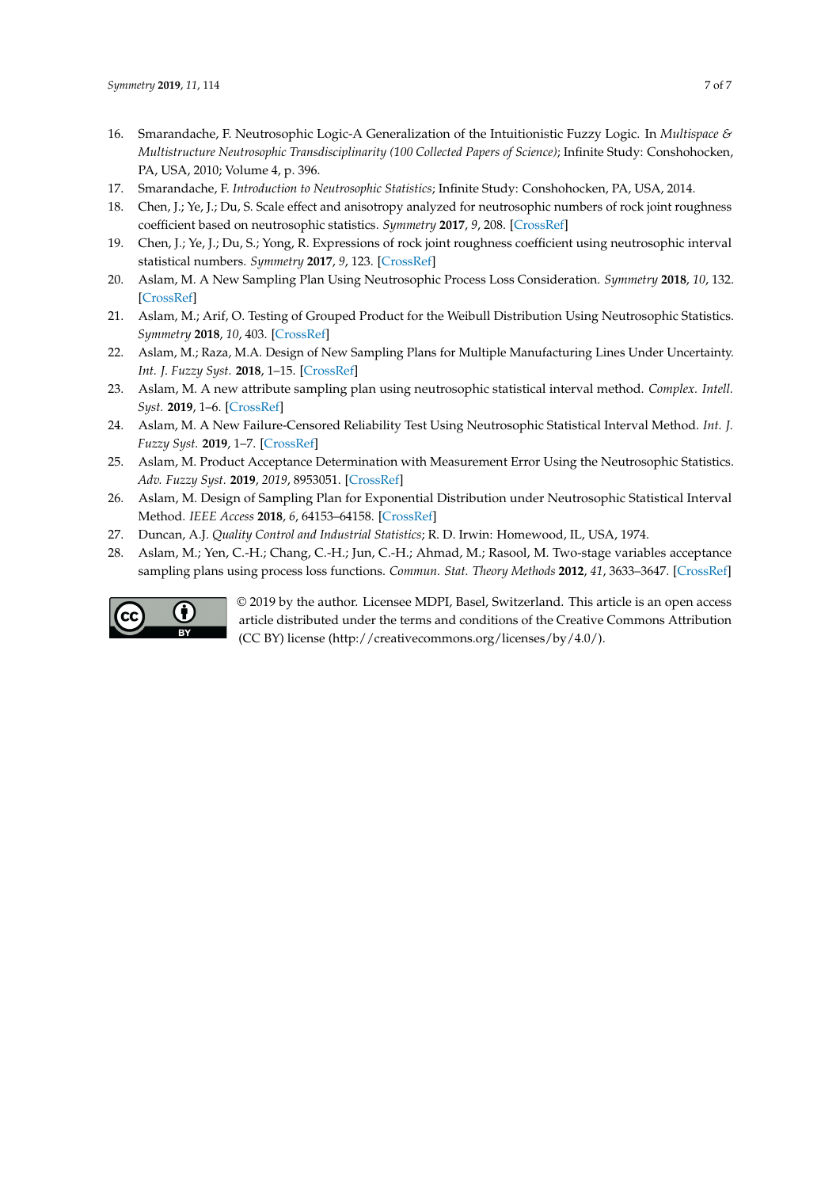16. Smarandache, F. Neutrosophic Logic-A Generalization of the Intuitionistic Fuzzy Logic. In *Multispace & Multistructure Neutrosophic Transdisciplinarity (100 Collected Papers of Science)*; Infinite Study: Conshohocken, PA, USA, 2010; Volume 4, p. 396.
17. Smarandache, F. *Introduction to Neutrosophic Statistics*; Infinite Study: Conshohocken, PA, USA, 2014.
18. Chen, J.; Ye, J.; Du, S. Scale effect and anisotropy analyzed for neutrosophic numbers of rock joint roughness coefficient based on neutrosophic statistics. *Symmetry* **2017**, *9*, 208. [CrossRef]
19. Chen, J.; Ye, J.; Du, S.; Yong, R. Expressions of rock joint roughness coefficient using neutrosophic interval statistical numbers. *Symmetry* **2017**, *9*, 123. [CrossRef]
20. Aslam, M. A New Sampling Plan Using Neutrosophic Process Loss Consideration. *Symmetry* **2018**, *10*, 132. [CrossRef]
21. Aslam, M.; Arif, O. Testing of Grouped Product for the Weibull Distribution Using Neutrosophic Statistics. *Symmetry* **2018**, *10*, 403. [CrossRef]
22. Aslam, M.; Raza, M.A. Design of New Sampling Plans for Multiple Manufacturing Lines Under Uncertainty. *Int. J. Fuzzy Syst.* **2018**, 1–15. [CrossRef]
23. Aslam, M. A new attribute sampling plan using neutrosophic statistical interval method. *Complex. Intell. Syst.* **2019**, 1–6. [CrossRef]
24. Aslam, M. A New Failure-Censored Reliability Test Using Neutrosophic Statistical Interval Method. *Int. J. Fuzzy Syst.* **2019**, 1–7. [CrossRef]
25. Aslam, M. Product Acceptance Determination with Measurement Error Using the Neutrosophic Statistics. *Adv. Fuzzy Syst.* **2019**, *2019*, 8953051. [CrossRef]
26. Aslam, M. Design of Sampling Plan for Exponential Distribution under Neutrosophic Statistical Interval Method. *IEEE Access* **2018**, *6*, 64153–64158. [CrossRef]
27. Duncan, A.J. *Quality Control and Industrial Statistics*; R. D. Irwin: Homewood, IL, USA, 1974.
28. Aslam, M.; Yen, C.-H.; Chang, C.-H.; Jun, C.-H.; Ahmad, M.; Rasool, M. Two-stage variables acceptance sampling plans using process loss functions. *Commun. Stat. Theory Methods* **2012**, *41*, 3633–3647. [CrossRef]

© 2019 by the author. Licensee MDPI, Basel, Switzerland. This article is an open access article distributed under the terms and conditions of the Creative Commons Attribution (CC BY) license (http://creativecommons.org/licenses/by/4.0/).